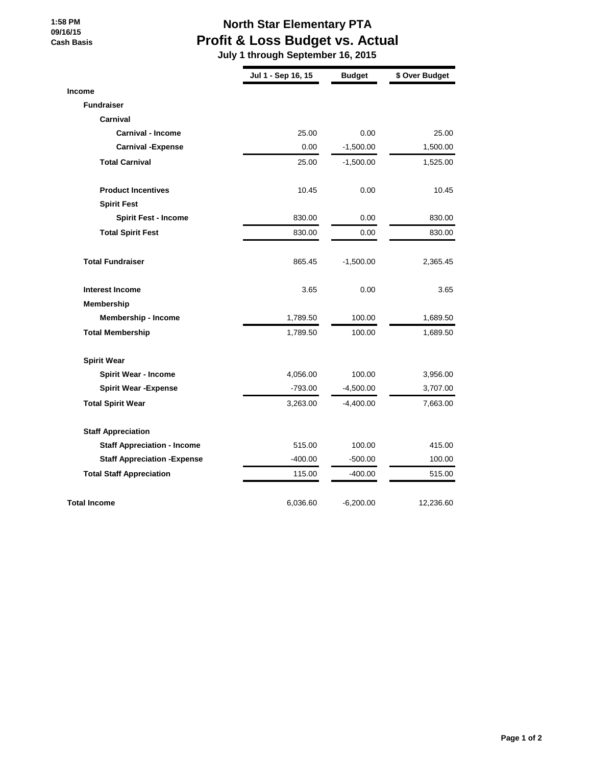1:58 PM
09/16/15
Cash Basis

# North Star Elementary PTA
## Profit & Loss Budget vs. Actual
### July 1 through September 16, 2015

| | Jul 1 - Sep 16, 15 | Budget | $ Over Budget |
|---|---|---|---|
| **Income** | | | |
| **Fundraiser** | | | |
| **Carnival** | | | |
| **Carnival - Income** | 25.00 | 0.00 | 25.00 |
| **Carnival -Expense** | 0.00 | -1,500.00 | 1,500.00 |
| **Total Carnival** | 25.00 | -1,500.00 | 1,525.00 |
| **Product Incentives** | 10.45 | 0.00 | 10.45 |
| **Spirit Fest** | | | |
| **Spirit Fest - Income** | 830.00 | 0.00 | 830.00 |
| **Total Spirit Fest** | 830.00 | 0.00 | 830.00 |
| **Total Fundraiser** | 865.45 | -1,500.00 | 2,365.45 |
| **Interest Income** | 3.65 | 0.00 | 3.65 |
| **Membership** | | | |
| **Membership - Income** | 1,789.50 | 100.00 | 1,689.50 |
| **Total Membership** | 1,789.50 | 100.00 | 1,689.50 |
| **Spirit Wear** | | | |
| **Spirit Wear - Income** | 4,056.00 | 100.00 | 3,956.00 |
| **Spirit Wear -Expense** | -793.00 | -4,500.00 | 3,707.00 |
| **Total Spirit Wear** | 3,263.00 | -4,400.00 | 7,663.00 |
| **Staff Appreciation** | | | |
| **Staff Appreciation - Income** | 515.00 | 100.00 | 415.00 |
| **Staff Appreciation -Expense** | -400.00 | -500.00 | 100.00 |
| **Total Staff Appreciation** | 115.00 | -400.00 | 515.00 |
| **Total Income** | 6,036.60 | -6,200.00 | 12,236.60 |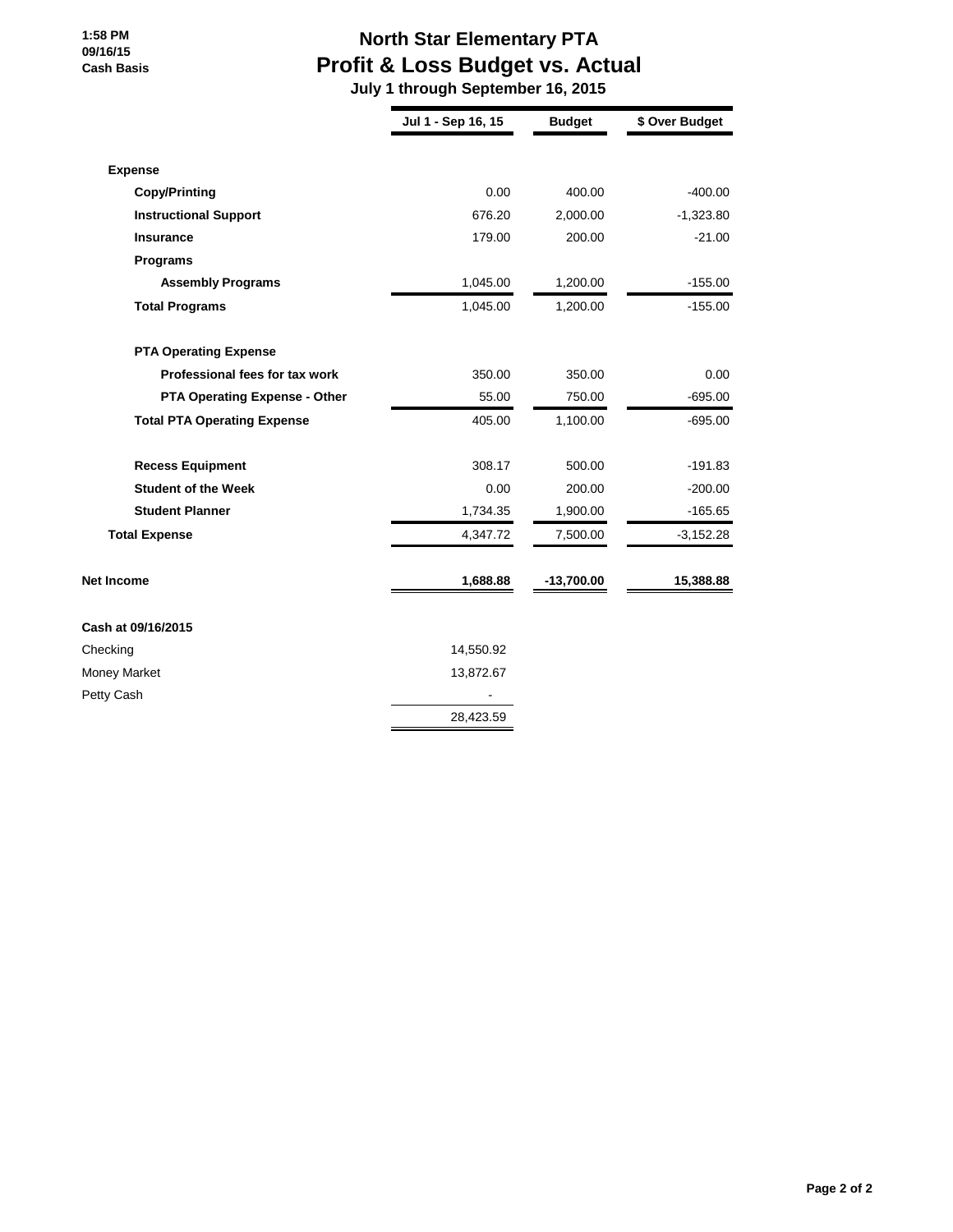1:58 PM
09/16/15
Cash Basis

# North Star Elementary PTA
## Profit & Loss Budget vs. Actual
### July 1 through September 16, 2015

| | Jul 1 - Sep 16, 15 | Budget | $ Over Budget |
|---|---|---|---|
| **Expense** | | | |
| **Copy/Printing** | 0.00 | 400.00 | -400.00 |
| **Instructional Support** | 676.20 | 2,000.00 | -1,323.80 |
| **Insurance** | 179.00 | 200.00 | -21.00 |
| **Programs** | | | |
| **Assembly Programs** | 1,045.00 | 1,200.00 | -155.00 |
| **Total Programs** | 1,045.00 | 1,200.00 | -155.00 |
| **PTA Operating Expense** | | | |
| **Professional fees for tax work** | 350.00 | 350.00 | 0.00 |
| **PTA Operating Expense - Other** | 55.00 | 750.00 | -695.00 |
| **Total PTA Operating Expense** | 405.00 | 1,100.00 | -695.00 |
| **Recess Equipment** | 308.17 | 500.00 | -191.83 |
| **Student of the Week** | 0.00 | 200.00 | -200.00 |
| **Student Planner** | 1,734.35 | 1,900.00 | -165.65 |
| **Total Expense** | 4,347.72 | 7,500.00 | -3,152.28 |
| **Net Income** | **1,688.88** | **-13,700.00** | **15,388.88** |

| | |
|---|---|
| **Cash at 09/16/2015** | |
| Checking | 14,550.92 |
| Money Market | 13,872.67 |
| Petty Cash | - |
| | 28,423.59 |